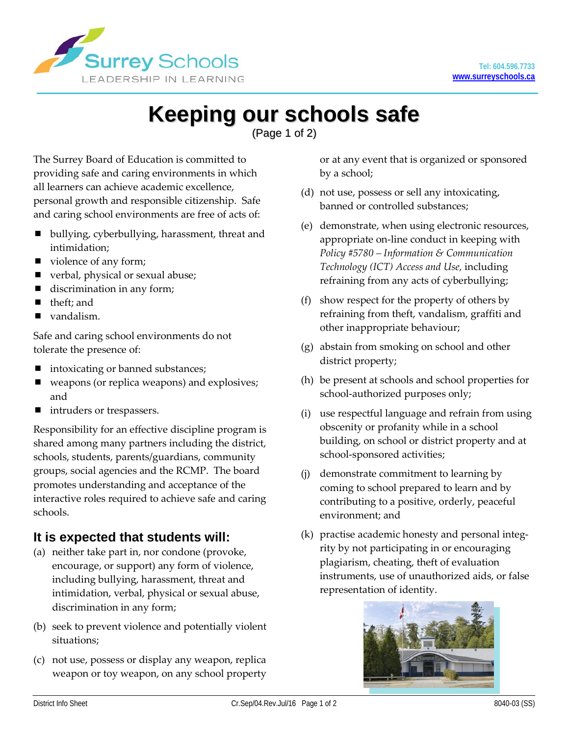# Keeping our schools safe

(Page 1 of 2)

The Surrey Board of Education is committed to providing safe and caring environments in which all learners can achieve academic excellence, personal growth and responsible citizenship. Safe and caring school environments are free of acts of:

- bullying, cyberbullying, harassment, threat and intimidation;
- violence of any form;
- verbal, physical or sexual abuse;
- discrimination in any form;
- theft; and
- vandalism.

Safe and caring school environments do not tolerate the presence of:

- intoxicating or banned substances;
- weapons (or replica weapons) and explosives; and
- intruders or trespassers.

Responsibility for an effective discipline program is shared among many partners including the district, schools, students, parents/guardians, community groups, social agencies and the RCMP. The board promotes understanding and acceptance of the interactive roles required to achieve safe and caring schools.

## It is expected that students will:

(a) neither take part in, nor condone (provoke, encourage, or support) any form of violence, including bullying, harassment, threat and intimidation, verbal, physical or sexual abuse, discrimination in any form;

(b) seek to prevent violence and potentially violent situations;

(c) not use, possess or display any weapon, replica weapon or toy weapon, on any school property or at any event that is organized or sponsored by a school;

(d) not use, possess or sell any intoxicating, banned or controlled substances;

(e) demonstrate, when using electronic resources, appropriate on-line conduct in keeping with *Policy #5780 – Information & Communication Technology (ICT) Access and Use*, including refraining from any acts of cyberbullying;

(f) show respect for the property of others by refraining from theft, vandalism, graffiti and other inappropriate behaviour;

(g) abstain from smoking on school and other district property;

(h) be present at schools and school properties for school-authorized purposes only;

(i) use respectful language and refrain from using obscenity or profanity while in a school building, on school or district property and at school-sponsored activities;

(j) demonstrate commitment to learning by coming to school prepared to learn and by contributing to a positive, orderly, peaceful environment; and

(k) practise academic honesty and personal integrity by not participating in or encouraging plagiarism, cheating, theft of evaluation instruments, use of unauthorized aids, or false representation of identity.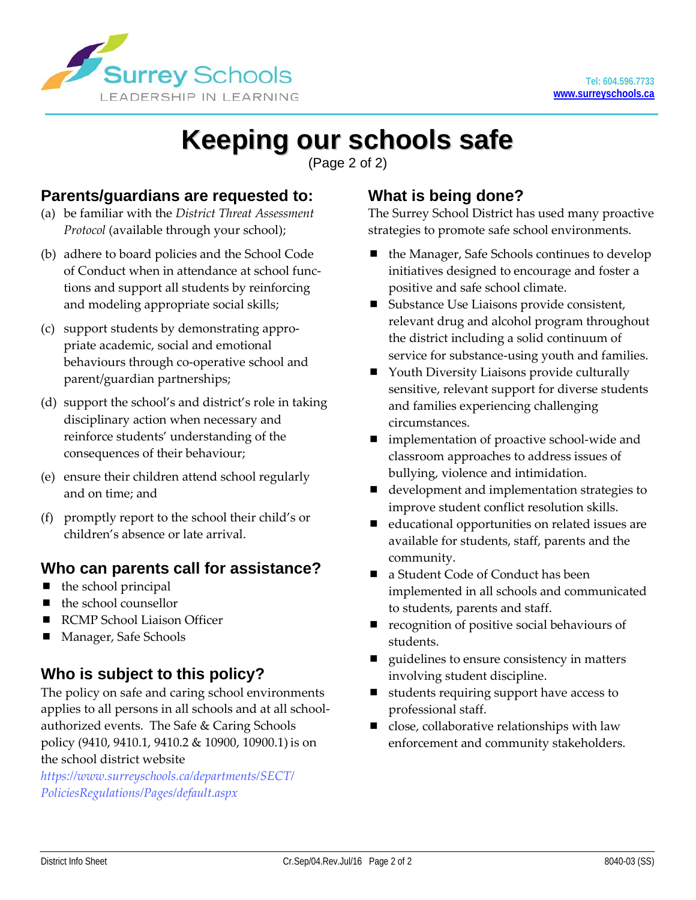# Keeping our schools safe

(Page 2 of 2)

## Parents/guardians are requested to:

(a) be familiar with the *District Threat Assessment Protocol* (available through your school);

(b) adhere to board policies and the School Code of Conduct when in attendance at school functions and support all students by reinforcing and modeling appropriate social skills;

(c) support students by demonstrating appropriate academic, social and emotional behaviours through co-operative school and parent/guardian partnerships;

(d) support the school's and district's role in taking disciplinary action when necessary and reinforce students' understanding of the consequences of their behaviour;

(e) ensure their children attend school regularly and on time; and

(f) promptly report to the school their child's or children's absence or late arrival.

## Who can parents call for assistance?

- the school principal
- the school counsellor
- RCMP School Liaison Officer
- Manager, Safe Schools

## Who is subject to this policy?

The policy on safe and caring school environments applies to all persons in all schools and at all school-authorized events. The Safe & Caring Schools policy (9410, 9410.1, 9410.2 & 10900, 10900.1) is on the school district website *https://www.surreyschools.ca/departments/SECT/PoliciesRegulations/Pages/default.aspx*

## What is being done?

The Surrey School District has used many proactive strategies to promote safe school environments.

- the Manager, Safe Schools continues to develop initiatives designed to encourage and foster a positive and safe school climate.
- Substance Use Liaisons provide consistent, relevant drug and alcohol program throughout the district including a solid continuum of service for substance-using youth and families.
- Youth Diversity Liaisons provide culturally sensitive, relevant support for diverse students and families experiencing challenging circumstances.
- implementation of proactive school-wide and classroom approaches to address issues of bullying, violence and intimidation.
- development and implementation strategies to improve student conflict resolution skills.
- educational opportunities on related issues are available for students, staff, parents and the community.
- a Student Code of Conduct has been implemented in all schools and communicated to students, parents and staff.
- recognition of positive social behaviours of students.
- guidelines to ensure consistency in matters involving student discipline.
- students requiring support have access to professional staff.
- close, collaborative relationships with law enforcement and community stakeholders.